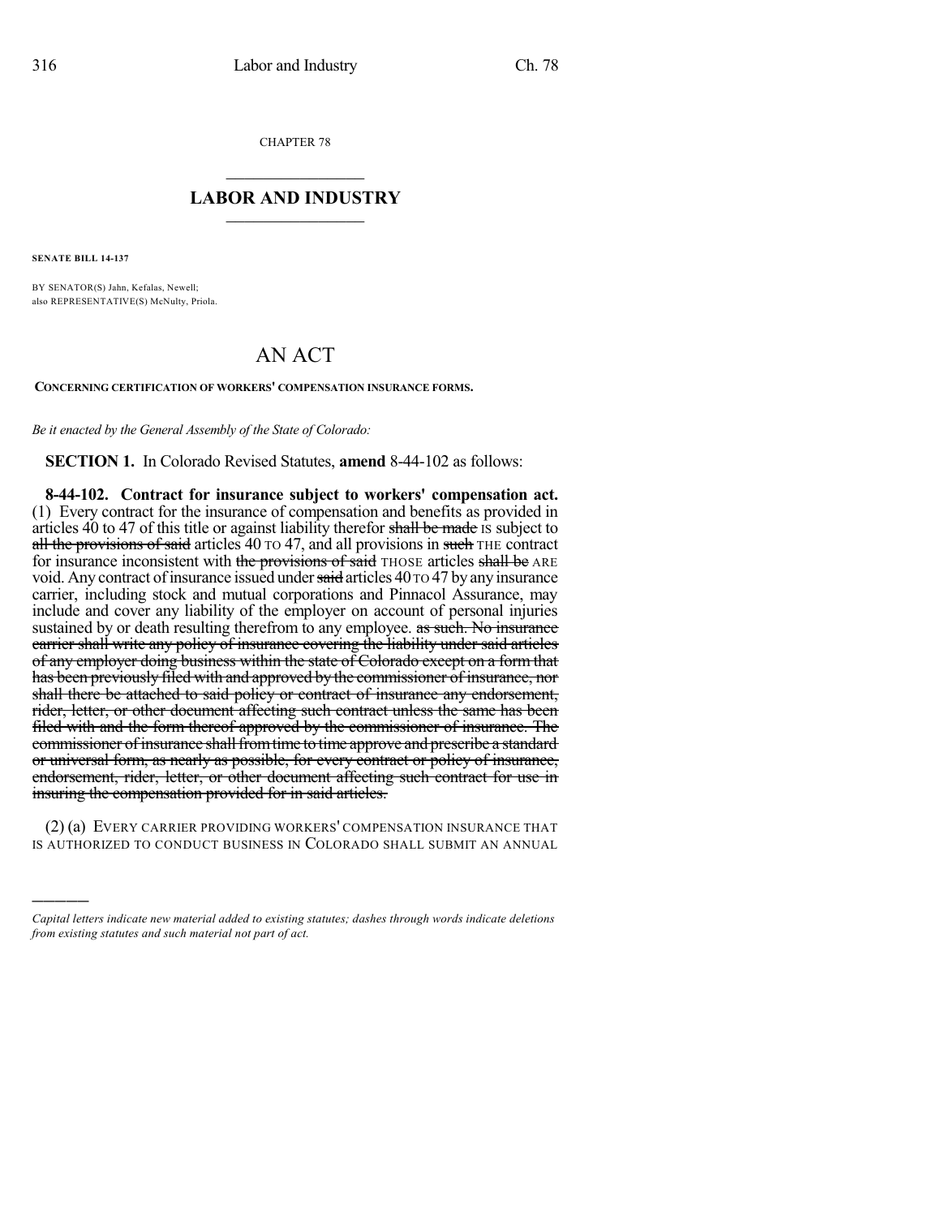CHAPTER 78

## LABOR AND INDUSTRY

**SENATE BILL 14-137**

BY SENATOR(S) Jahn, Kefalas, Newell;
also REPRESENTATIVE(S) McNulty, Priola.

# AN ACT

**CONCERNING CERTIFICATION OF WORKERS' COMPENSATION INSURANCE FORMS.**

*Be it enacted by the General Assembly of the State of Colorado:*

**SECTION 1.** In Colorado Revised Statutes, **amend** 8-44-102 as follows:

**8-44-102. Contract for insurance subject to workers' compensation act.** (1) Every contract for the insurance of compensation and benefits as provided in articles 40 to 47 of this title or against liability therefor ~~shall be made~~ IS subject to ~~all the provisions of said~~ articles 40 TO 47, and all provisions in ~~such~~ THE contract for insurance inconsistent with ~~the provisions of said~~ THOSE articles ~~shall be~~ ARE void. Any contract of insurance issued under ~~said~~ articles 40 TO 47 by any insurance carrier, including stock and mutual corporations and Pinnacol Assurance, may include and cover any liability of the employer on account of personal injuries sustained by or death resulting therefrom to any employee. ~~as such. No insurance carrier shall write any policy of insurance covering the liability under said articles of any employer doing business within the state of Colorado except on a form that has been previously filed with and approved by the commissioner of insurance, nor shall there be attached to said policy or contract of insurance any endorsement, rider, letter, or other document affecting such contract unless the same has been filed with and the form thereof approved by the commissioner of insurance. The commissioner of insurance shall from time to time approve and prescribe a standard or universal form, as nearly as possible, for every contract or policy of insurance, endorsement, rider, letter, or other document affecting such contract for use in insuring the compensation provided for in said articles.~~

(2) (a) EVERY CARRIER PROVIDING WORKERS' COMPENSATION INSURANCE THAT IS AUTHORIZED TO CONDUCT BUSINESS IN COLORADO SHALL SUBMIT AN ANNUAL

---

*Capital letters indicate new material added to existing statutes; dashes through words indicate deletions from existing statutes and such material not part of act.*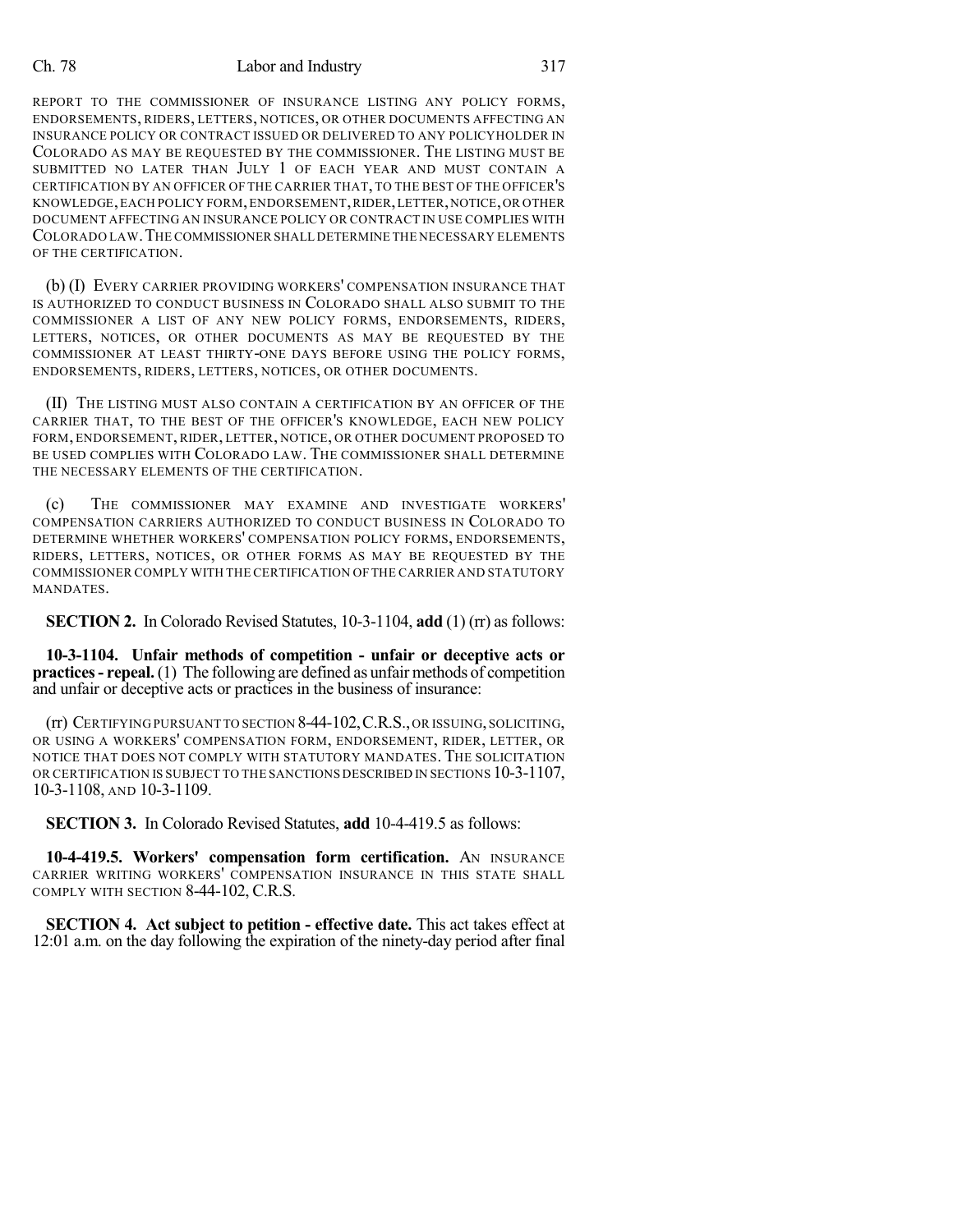REPORT TO THE COMMISSIONER OF INSURANCE LISTING ANY POLICY FORMS, ENDORSEMENTS, RIDERS, LETTERS, NOTICES, OR OTHER DOCUMENTS AFFECTING AN INSURANCE POLICY OR CONTRACT ISSUED OR DELIVERED TO ANY POLICYHOLDER IN COLORADO AS MAY BE REQUESTED BY THE COMMISSIONER. THE LISTING MUST BE SUBMITTED NO LATER THAN JULY 1 OF EACH YEAR AND MUST CONTAIN A CERTIFICATION BY AN OFFICER OF THE CARRIER THAT, TO THE BEST OF THE OFFICER'S KNOWLEDGE, EACH POLICY FORM, ENDORSEMENT, RIDER, LETTER, NOTICE, OR OTHER DOCUMENT AFFECTING AN INSURANCE POLICY OR CONTRACT IN USE COMPLIES WITH COLORADO LAW. THE COMMISSIONER SHALL DETERMINE THE NECESSARY ELEMENTS OF THE CERTIFICATION.

(b) (I) EVERY CARRIER PROVIDING WORKERS' COMPENSATION INSURANCE THAT IS AUTHORIZED TO CONDUCT BUSINESS IN COLORADO SHALL ALSO SUBMIT TO THE COMMISSIONER A LIST OF ANY NEW POLICY FORMS, ENDORSEMENTS, RIDERS, LETTERS, NOTICES, OR OTHER DOCUMENTS AS MAY BE REQUESTED BY THE COMMISSIONER AT LEAST THIRTY-ONE DAYS BEFORE USING THE POLICY FORMS, ENDORSEMENTS, RIDERS, LETTERS, NOTICES, OR OTHER DOCUMENTS.

(II) THE LISTING MUST ALSO CONTAIN A CERTIFICATION BY AN OFFICER OF THE CARRIER THAT, TO THE BEST OF THE OFFICER'S KNOWLEDGE, EACH NEW POLICY FORM, ENDORSEMENT, RIDER, LETTER, NOTICE, OR OTHER DOCUMENT PROPOSED TO BE USED COMPLIES WITH COLORADO LAW. THE COMMISSIONER SHALL DETERMINE THE NECESSARY ELEMENTS OF THE CERTIFICATION.

(c) THE COMMISSIONER MAY EXAMINE AND INVESTIGATE WORKERS' COMPENSATION CARRIERS AUTHORIZED TO CONDUCT BUSINESS IN COLORADO TO DETERMINE WHETHER WORKERS' COMPENSATION POLICY FORMS, ENDORSEMENTS, RIDERS, LETTERS, NOTICES, OR OTHER FORMS AS MAY BE REQUESTED BY THE COMMISSIONER COMPLY WITH THE CERTIFICATION OF THE CARRIER AND STATUTORY MANDATES.

**SECTION 2.** In Colorado Revised Statutes, 10-3-1104, **add** (1) (rr) as follows:

**10-3-1104. Unfair methods of competition - unfair or deceptive acts or practices - repeal.** (1) The following are defined as unfair methods of competition and unfair or deceptive acts or practices in the business of insurance:

(rr) CERTIFYING PURSUANT TO SECTION 8-44-102, C.R.S., OR ISSUING, SOLICITING, OR USING A WORKERS' COMPENSATION FORM, ENDORSEMENT, RIDER, LETTER, OR NOTICE THAT DOES NOT COMPLY WITH STATUTORY MANDATES. THE SOLICITATION OR CERTIFICATION IS SUBJECT TO THE SANCTIONS DESCRIBED IN SECTIONS 10-3-1107, 10-3-1108, AND 10-3-1109.

**SECTION 3.** In Colorado Revised Statutes, **add** 10-4-419.5 as follows:

**10-4-419.5. Workers' compensation form certification.** AN INSURANCE CARRIER WRITING WORKERS' COMPENSATION INSURANCE IN THIS STATE SHALL COMPLY WITH SECTION 8-44-102, C.R.S.

**SECTION 4. Act subject to petition - effective date.** This act takes effect at 12:01 a.m. on the day following the expiration of the ninety-day period after final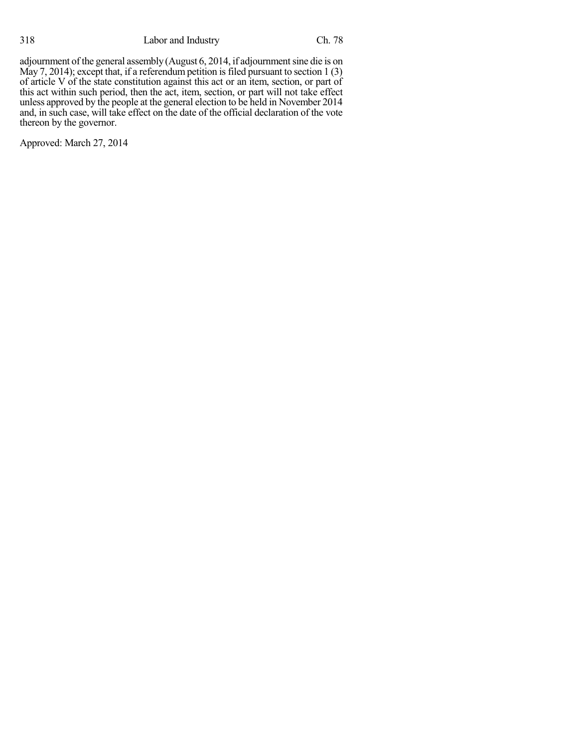adjournment of the general assembly (August 6, 2014, if adjournment sine die is on May 7, 2014); except that, if a referendum petition is filed pursuant to section 1 (3) of article V of the state constitution against this act or an item, section, or part of this act within such period, then the act, item, section, or part will not take effect unless approved by the people at the general election to be held in November 2014 and, in such case, will take effect on the date of the official declaration of the vote thereon by the governor.

Approved: March 27, 2014